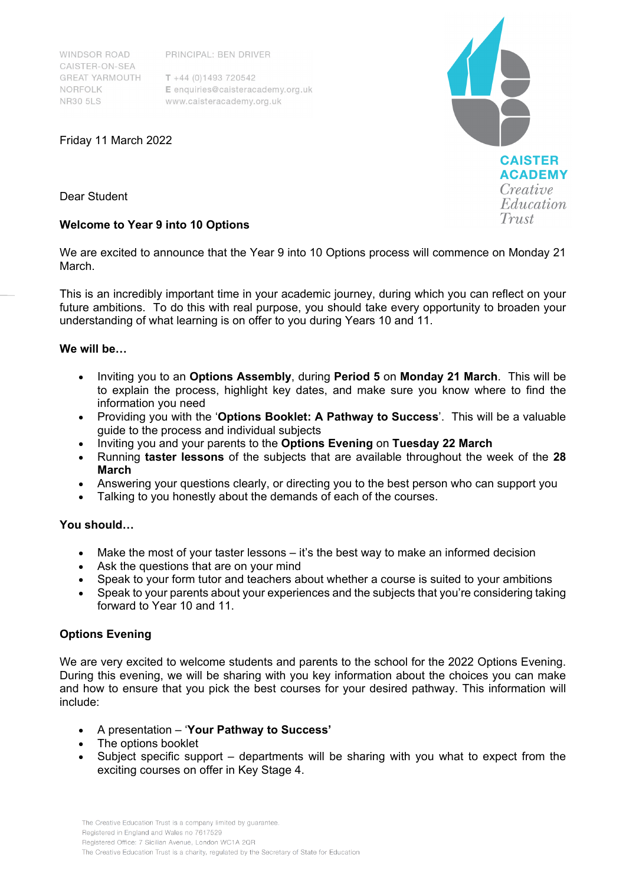WINDSOR ROAD
CAISTER-ON-SEA
GREAT YARMOUTH
NORFOLK
NR30 5LS

PRINCIPAL: BEN DRIVER

T +44 (0)1493 720542
E enquiries@caisteracademy.org.uk
www.caisteracademy.org.uk

**CAISTER ACADEMY**
*Creative Education Trust*

Friday 11 March 2022

Dear Student

**Welcome to Year 9 into 10 Options**

We are excited to announce that the Year 9 into 10 Options process will commence on Monday 21 March.

This is an incredibly important time in your academic journey, during which you can reflect on your future ambitions. To do this with real purpose, you should take every opportunity to broaden your understanding of what learning is on offer to you during Years 10 and 11.

**We will be…**

- Inviting you to an **Options Assembly**, during **Period 5** on **Monday 21 March**. This will be to explain the process, highlight key dates, and make sure you know where to find the information you need
- Providing you with the '**Options Booklet: A Pathway to Success**'. This will be a valuable guide to the process and individual subjects
- Inviting you and your parents to the **Options Evening** on **Tuesday 22 March**
- Running **taster lessons** of the subjects that are available throughout the week of the **28 March**
- Answering your questions clearly, or directing you to the best person who can support you
- Talking to you honestly about the demands of each of the courses.

**You should…**

- Make the most of your taster lessons – it's the best way to make an informed decision
- Ask the questions that are on your mind
- Speak to your form tutor and teachers about whether a course is suited to your ambitions
- Speak to your parents about your experiences and the subjects that you're considering taking forward to Year 10 and 11.

**Options Evening**

We are very excited to welcome students and parents to the school for the 2022 Options Evening. During this evening, we will be sharing with you key information about the choices you can make and how to ensure that you pick the best courses for your desired pathway. This information will include:

- A presentation – '**Your Pathway to Success'**
- The options booklet
- Subject specific support – departments will be sharing with you what to expect from the exciting courses on offer in Key Stage 4.

The Creative Education Trust is a company limited by guarantee.
Registered in England and Wales no 7617529
Registered Office: 7 Sicilian Avenue, London WC1A 2QR
The Creative Education Trust is a charity, regulated by the Secretary of State for Education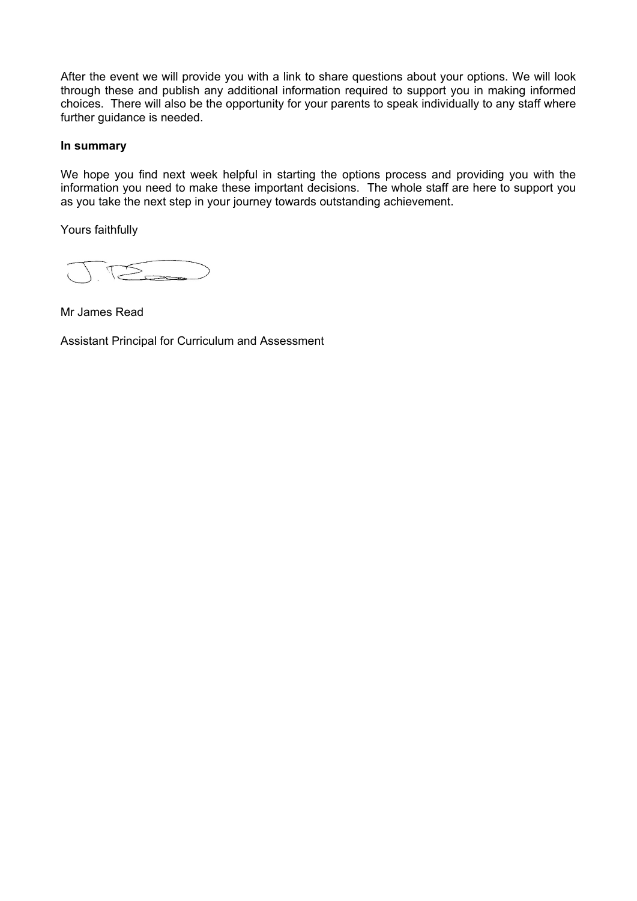After the event we will provide you with a link to share questions about your options. We will look through these and publish any additional information required to support you in making informed choices. There will also be the opportunity for your parents to speak individually to any staff where further guidance is needed.

**In summary**

We hope you find next week helpful in starting the options process and providing you with the information you need to make these important decisions. The whole staff are here to support you as you take the next step in your journey towards outstanding achievement.

Yours faithfully

Mr James Read

Assistant Principal for Curriculum and Assessment